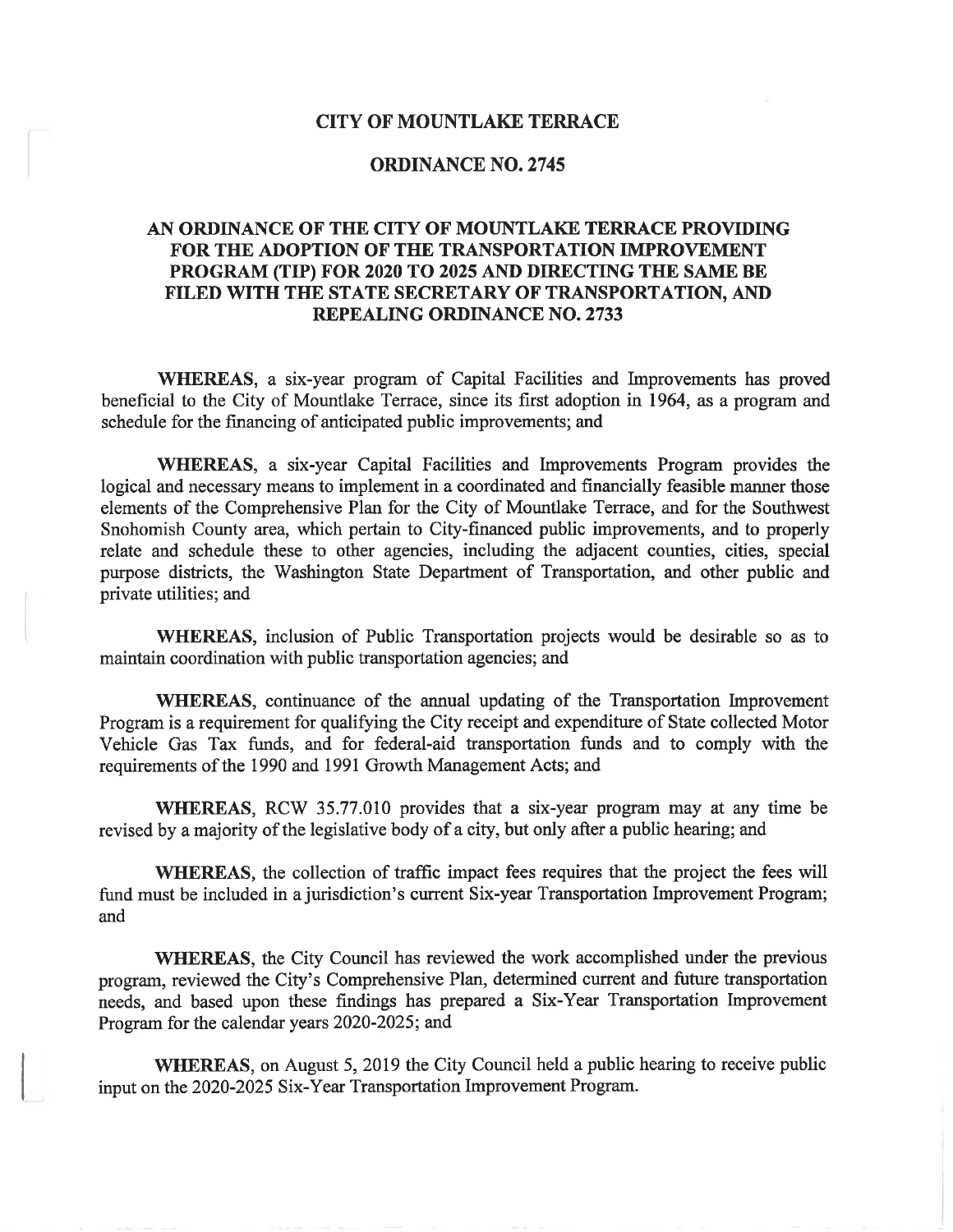# CITY OF MOUNTLAKE TERRACE

## ORDINANCE NO. 2745

### AN ORDINANCE OF THE CITY OF MOUNTLAKE TERRACE PROVIDING FOR THE ADOPTION OF THE TRANSPORTATION IMPROVEMENT PROGRAM (TIP) FOR 2020 TO 2025 AND DIRECTING THE SAME BE FILED WITH THE STATE SECRETARY OF TRANSPORTATION, AND REPEALING ORDINANCE NO. 2733

**WHEREAS**, a six-year program of Capital Facilities and Improvements has proved beneficial to the City of Mountlake Terrace, since its first adoption in 1964, as a program and schedule for the financing of anticipated public improvements; and

**WHEREAS**, a six-year Capital Facilities and Improvements Program provides the logical and necessary means to implement in a coordinated and financially feasible manner those elements of the Comprehensive Plan for the City of Mountlake Terrace, and for the Southwest Snohomish County area, which pertain to City-financed public improvements, and to properly relate and schedule these to other agencies, including the adjacent counties, cities, special purpose districts, the Washington State Department of Transportation, and other public and private utilities; and

**WHEREAS**, inclusion of Public Transportation projects would be desirable so as to maintain coordination with public transportation agencies; and

**WHEREAS**, continuance of the annual updating of the Transportation Improvement Program is a requirement for qualifying the City receipt and expenditure of State collected Motor Vehicle Gas Tax funds, and for federal-aid transportation funds and to comply with the requirements of the 1990 and 1991 Growth Management Acts; and

**WHEREAS**, RCW 35.77.010 provides that a six-year program may at any time be revised by a majority of the legislative body of a city, but only after a public hearing; and

**WHEREAS**, the collection of traffic impact fees requires that the project the fees will fund must be included in a jurisdiction's current Six-year Transportation Improvement Program; and

**WHEREAS**, the City Council has reviewed the work accomplished under the previous program, reviewed the City's Comprehensive Plan, determined current and future transportation needs, and based upon these findings has prepared a Six-Year Transportation Improvement Program for the calendar years 2020-2025; and

**WHEREAS**, on August 5, 2019 the City Council held a public hearing to receive public input on the 2020-2025 Six-Year Transportation Improvement Program.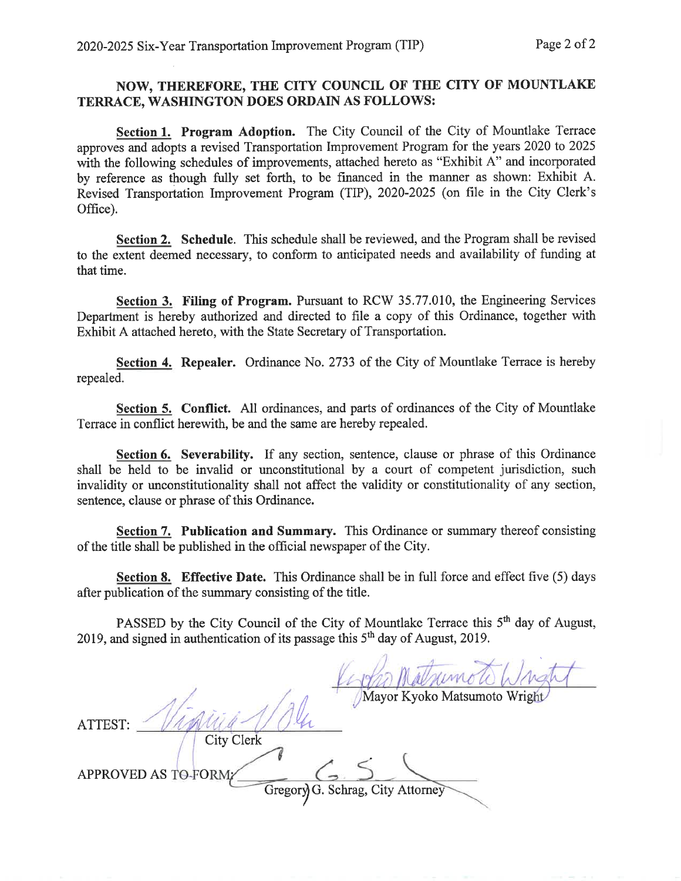**NOW, THEREFORE, THE CITY COUNCIL OF THE CITY OF MOUNTLAKE TERRACE, WASHINGTON DOES ORDAIN AS FOLLOWS:**

**Section 1. Program Adoption.** The City Council of the City of Mountlake Terrace approves and adopts a revised Transportation Improvement Program for the years 2020 to 2025 with the following schedules of improvements, attached hereto as "Exhibit A" and incorporated by reference as though fully set forth, to be financed in the manner as shown: Exhibit A. Revised Transportation Improvement Program (TIP), 2020-2025 (on file in the City Clerk's Office).

**Section 2. Schedule.** This schedule shall be reviewed, and the Program shall be revised to the extent deemed necessary, to conform to anticipated needs and availability of funding at that time.

**Section 3. Filing of Program.** Pursuant to RCW 35.77.010, the Engineering Services Department is hereby authorized and directed to file a copy of this Ordinance, together with Exhibit A attached hereto, with the State Secretary of Transportation.

**Section 4. Repealer.** Ordinance No. 2733 of the City of Mountlake Terrace is hereby repealed.

**Section 5. Conflict.** All ordinances, and parts of ordinances of the City of Mountlake Terrace in conflict herewith, be and the same are hereby repealed.

**Section 6. Severability.** If any section, sentence, clause or phrase of this Ordinance shall be held to be invalid or unconstitutional by a court of competent jurisdiction, such invalidity or unconstitutionality shall not affect the validity or constitutionality of any section, sentence, clause or phrase of this Ordinance.

**Section 7. Publication and Summary.** This Ordinance or summary thereof consisting of the title shall be published in the official newspaper of the City.

**Section 8. Effective Date.** This Ordinance shall be in full force and effect five (5) days after publication of the summary consisting of the title.

PASSED by the City Council of the City of Mountlake Terrace this 5th day of August, 2019, and signed in authentication of its passage this 5th day of August, 2019.

Kyoko Matsumoto Wright

Mayor Kyoko Matsumoto Wright

ATTEST: Virginia Olsen

City Clerk

APPROVED AS TO FORM: G. S.

Gregory G. Schrag, City Attorney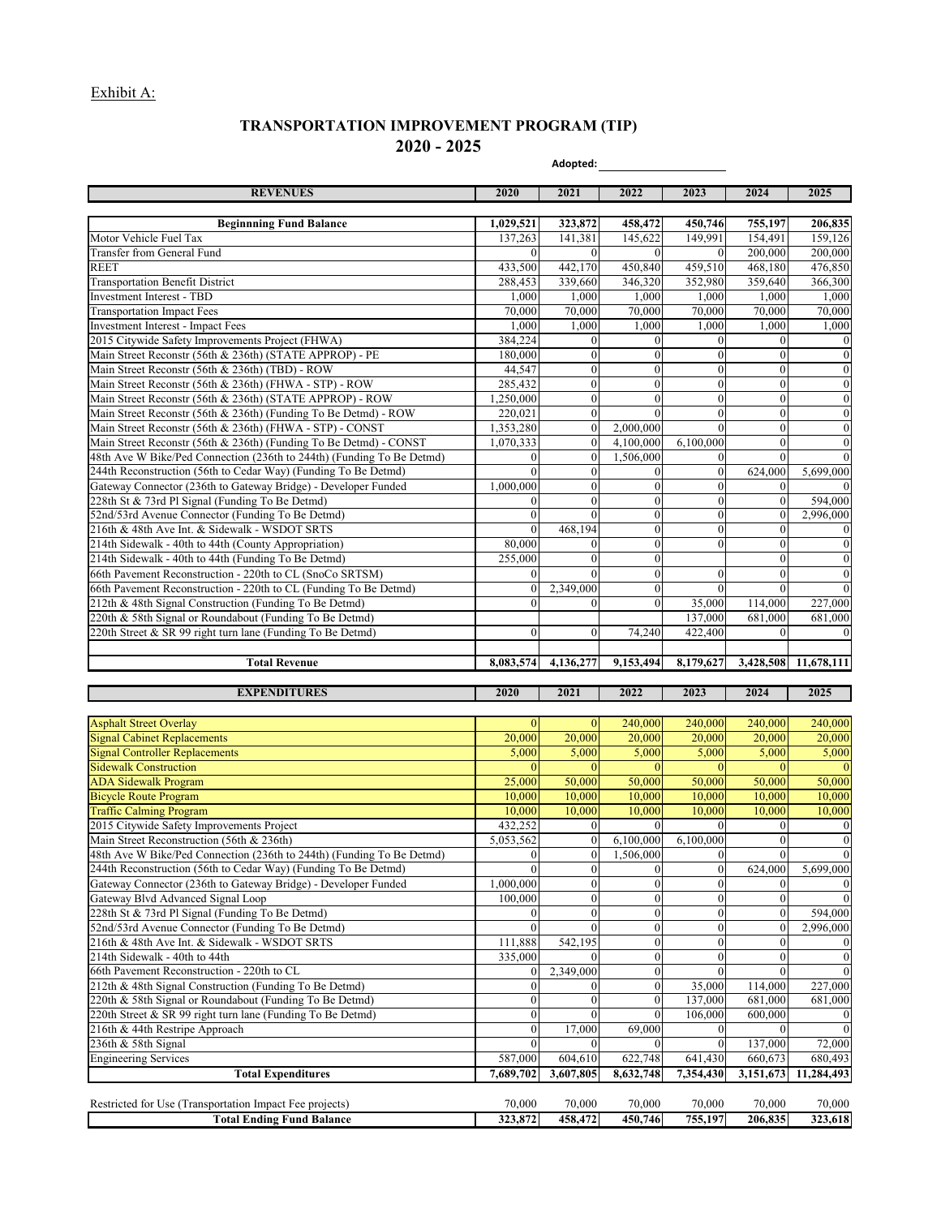Exhibit A:

# TRANSPORTATION IMPROVEMENT PROGRAM (TIP)
## 2020 - 2025

**Adopted:** ____________________

| REVENUES | 2020 | 2021 | 2022 | 2023 | 2024 | 2025 |
|---|---|---|---|---|---|---|
| **Beginnning Fund Balance** | **1,029,521** | **323,872** | **458,472** | **450,746** | **755,197** | **206,835** |
| Motor Vehicle Fuel Tax | 137,263 | 141,381 | 145,622 | 149,991 | 154,491 | 159,126 |
| Transfer from General Fund | 0 | 0 | 0 | 0 | 200,000 | 200,000 |
| REET | 433,500 | 442,170 | 450,840 | 459,510 | 468,180 | 476,850 |
| Transportation Benefit District | 288,453 | 339,660 | 346,320 | 352,980 | 359,640 | 366,300 |
| Investment Interest - TBD | 1,000 | 1,000 | 1,000 | 1,000 | 1,000 | 1,000 |
| Transportation Impact Fees | 70,000 | 70,000 | 70,000 | 70,000 | 70,000 | 70,000 |
| Investment Interest - Impact Fees | 1,000 | 1,000 | 1,000 | 1,000 | 1,000 | 1,000 |
| 2015 Citywide Safety Improvements Project (FHWA) | 384,224 | 0 | 0 | 0 | 0 | 0 |
| Main Street Reconstr (56th & 236th) (STATE APPROP) - PE | 180,000 | 0 | 0 | 0 | 0 | 0 |
| Main Street Reconstr (56th & 236th) (TBD) - ROW | 44,547 | 0 | 0 | 0 | 0 | 0 |
| Main Street Reconstr (56th & 236th) (FHWA - STP) - ROW | 285,432 | 0 | 0 | 0 | 0 | 0 |
| Main Street Reconstr (56th & 236th) (STATE APPROP) - ROW | 1,250,000 | 0 | 0 | 0 | 0 | 0 |
| Main Street Reconstr (56th & 236th) (Funding To Be Detmd) - ROW | 220,021 | 0 | 0 | 0 | 0 | 0 |
| Main Street Reconstr (56th & 236th) (FHWA - STP) - CONST | 1,353,280 | 0 | 2,000,000 | 0 | 0 | 0 |
| Main Street Reconstr (56th & 236th) (Funding To Be Detmd) - CONST | 1,070,333 | 0 | 4,100,000 | 6,100,000 | 0 | 0 |
| 48th Ave W Bike/Ped Connection (236th to 244th) (Funding To Be Detmd) | 0 | 0 | 1,506,000 | 0 | 0 | 0 |
| 244th Reconstruction (56th to Cedar Way) (Funding To Be Detmd) | 0 | 0 | 0 | 0 | 624,000 | 5,699,000 |
| Gateway Connector (236th to Gateway Bridge) - Developer Funded | 1,000,000 | 0 | 0 | 0 | 0 | 0 |
| 228th St & 73rd Pl Signal (Funding To Be Detmd) | 0 | 0 | 0 | 0 | 0 | 594,000 |
| 52nd/53rd Avenue Connector (Funding To Be Detmd) | 0 | 0 | 0 | 0 | 0 | 2,996,000 |
| 216th & 48th Ave Int. & Sidewalk - WSDOT SRTS | 0 | 468,194 | 0 | 0 | 0 | 0 |
| 214th Sidewalk - 40th to 44th (County Appropriation) | 80,000 | 0 | 0 | 0 | 0 | 0 |
| 214th Sidewalk - 40th to 44th (Funding To Be Detmd) | 255,000 | 0 | 0 | | 0 | 0 |
| 66th Pavement Reconstruction - 220th to CL (SnoCo SRTSM) | 0 | 0 | 0 | 0 | 0 | 0 |
| 66th Pavement Reconstruction - 220th to CL (Funding To Be Detmd) | 0 | 2,349,000 | 0 | 0 | 0 | 0 |
| 212th & 48th Signal Construction (Funding To Be Detmd) | 0 | 0 | 0 | 35,000 | 114,000 | 227,000 |
| 220th & 58th Signal or Roundabout (Funding To Be Detmd) | | | | 137,000 | 681,000 | 681,000 |
| 220th Street & SR 99 right turn lane (Funding To Be Detmd) | 0 | 0 | 74,240 | 422,400 | 0 | 0 |
| **Total Revenue** | **8,083,574** | **4,136,277** | **9,153,494** | **8,179,627** | **3,428,508** | **11,678,111** |

| EXPENDITURES | 2020 | 2021 | 2022 | 2023 | 2024 | 2025 |
|---|---|---|---|---|---|---|
| Asphalt Street Overlay | 0 | 0 | 240,000 | 240,000 | 240,000 | 240,000 |
| Signal Cabinet Replacements | 20,000 | 20,000 | 20,000 | 20,000 | 20,000 | 20,000 |
| Signal Controller Replacements | 5,000 | 5,000 | 5,000 | 5,000 | 5,000 | 5,000 |
| Sidewalk Construction | 0 | 0 | 0 | 0 | 0 | 0 |
| ADA Sidewalk Program | 25,000 | 50,000 | 50,000 | 50,000 | 50,000 | 50,000 |
| Bicycle Route Program | 10,000 | 10,000 | 10,000 | 10,000 | 10,000 | 10,000 |
| Traffic Calming Program | 10,000 | 10,000 | 10,000 | 10,000 | 10,000 | 10,000 |
| 2015 Citywide Safety Improvements Project | 432,252 | 0 | 0 | 0 | 0 | 0 |
| Main Street Reconstruction (56th & 236th) | 5,053,562 | 0 | 6,100,000 | 6,100,000 | 0 | 0 |
| 48th Ave W Bike/Ped Connection (236th to 244th) (Funding To Be Detmd) | 0 | 0 | 1,506,000 | 0 | 0 | 0 |
| 244th Reconstruction (56th to Cedar Way) (Funding To Be Detmd) | 0 | 0 | 0 | 0 | 624,000 | 5,699,000 |
| Gateway Connector (236th to Gateway Bridge) - Developer Funded | 1,000,000 | 0 | 0 | 0 | 0 | 0 |
| Gateway Blvd Advanced Signal Loop | 100,000 | 0 | 0 | 0 | 0 | 0 |
| 228th St & 73rd Pl Signal (Funding To Be Detmd) | 0 | 0 | 0 | 0 | 0 | 594,000 |
| 52nd/53rd Avenue Connector (Funding To Be Detmd) | 0 | 0 | 0 | 0 | 0 | 2,996,000 |
| 216th & 48th Ave Int. & Sidewalk - WSDOT SRTS | 111,888 | 542,195 | 0 | 0 | 0 | 0 |
| 214th Sidewalk - 40th to 44th | 335,000 | 0 | 0 | 0 | 0 | 0 |
| 66th Pavement Reconstruction - 220th to CL | 0 | 2,349,000 | 0 | 0 | 0 | 0 |
| 212th & 48th Signal Construction (Funding To Be Detmd) | 0 | 0 | 0 | 35,000 | 114,000 | 227,000 |
| 220th & 58th Signal or Roundabout (Funding To Be Detmd) | 0 | 0 | 0 | 137,000 | 681,000 | 681,000 |
| 220th Street & SR 99 right turn lane (Funding To Be Detmd) | 0 | 0 | 0 | 106,000 | 600,000 | 0 |
| 216th & 44th Restripe Approach | 0 | 17,000 | 69,000 | 0 | 0 | 0 |
| 236th & 58th Signal | 0 | 0 | 0 | 0 | 137,000 | 72,000 |
| Engineering Services | 587,000 | 604,610 | 622,748 | 641,430 | 660,673 | 680,493 |
| **Total Expenditures** | **7,689,702** | **3,607,805** | **8,632,748** | **7,354,430** | **3,151,673** | **11,284,493** |
| Restricted for Use (Transportation Impact Fee projects) | 70,000 | 70,000 | 70,000 | 70,000 | 70,000 | 70,000 |
| **Total Ending Fund Balance** | **323,872** | **458,472** | **450,746** | **755,197** | **206,835** | **323,618** |